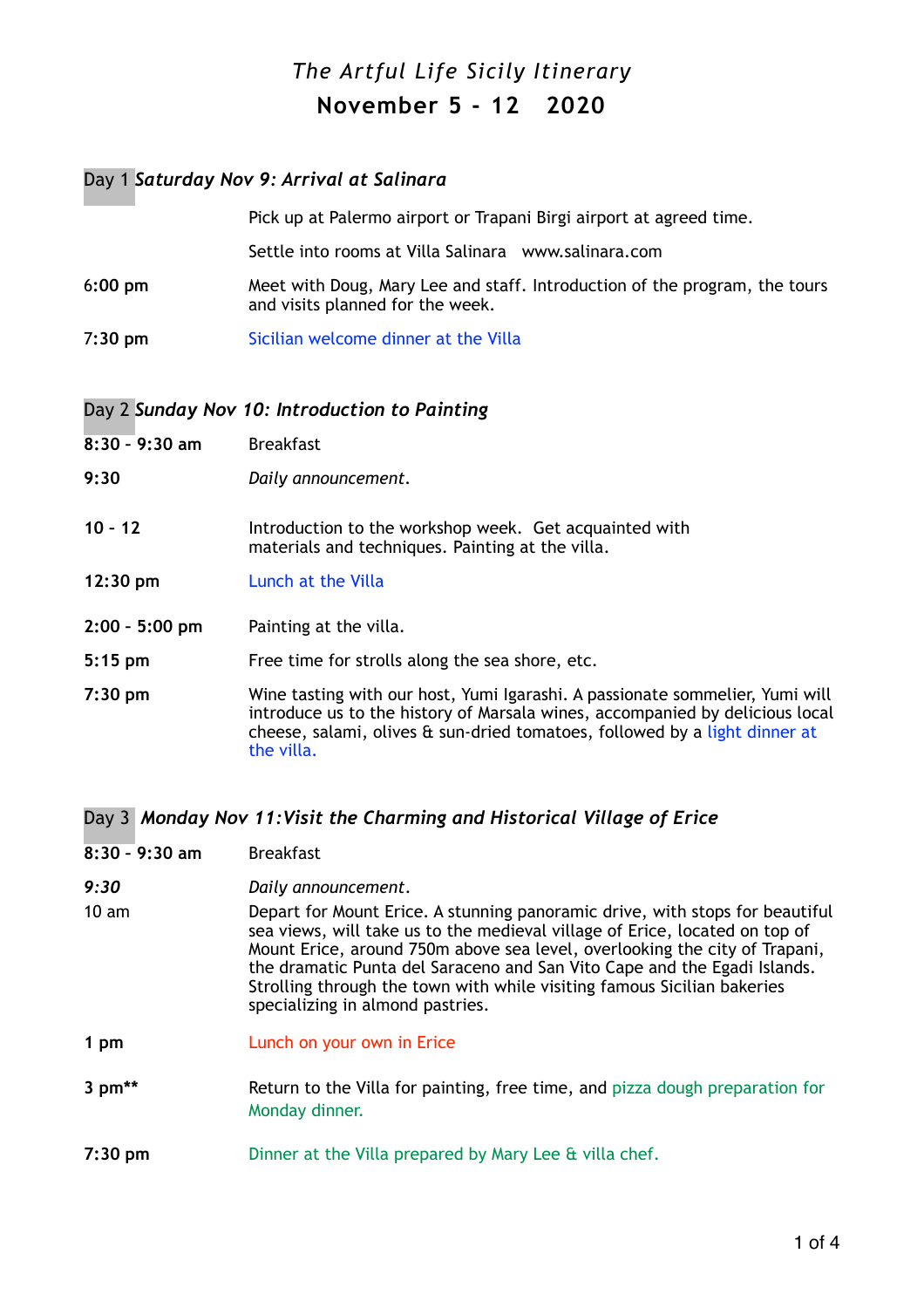# *The Artful Life Sicily Itinerary*

## November 5 - 12   2020

### Day 1 *Saturday Nov 9: Arrival at Salinara*

| | |
|---|---|
| | Pick up at Palermo airport or Trapani Birgi airport at agreed time. |
| | Settle into rooms at Villa Salinara   www.salinara.com |
| **6:00 pm** | Meet with Doug, Mary Lee and staff. Introduction of the program, the tours and visits planned for the week. |
| **7:30 pm** | Sicilian welcome dinner at the Villa |

### Day 2 *Sunday Nov 10: Introduction to Painting*

| | |
|---|---|
| **8:30 - 9:30 am** | Breakfast |
| **9:30** | *Daily announcement*. |
| **10 - 12** | Introduction to the workshop week.  Get acquainted with materials and techniques. Painting at the villa. |
| **12:30 pm** | Lunch at the Villa |
| **2:00 - 5:00 pm** | Painting at the villa. |
| **5:15 pm** | Free time for strolls along the sea shore, etc. |
| **7:30 pm** | Wine tasting with our host, Yumi Igarashi. A passionate sommelier, Yumi will introduce us to the history of Marsala wines, accompanied by delicious local cheese, salami, olives & sun-dried tomatoes, followed by a light dinner at the villa. |

### Day 3  *Monday Nov 11:Visit the Charming and Historical Village of Erice*

| | |
|---|---|
| **8:30 - 9:30 am** | Breakfast |
| ***9:30*** | *Daily announcement*. |
| 10 am | Depart for Mount Erice. A stunning panoramic drive, with stops for beautiful sea views, will take us to the medieval village of Erice, located on top of Mount Erice, around 750m above sea level, overlooking the city of Trapani, the dramatic Punta del Saraceno and San Vito Cape and the Egadi Islands. Strolling through the town with while visiting famous Sicilian bakeries specializing in almond pastries. |
| **1 pm** | Lunch on your own in Erice |
| **3 pm**** | Return to the Villa for painting, free time, and pizza dough preparation for Monday dinner. |
| **7:30 pm** | Dinner at the Villa prepared by Mary Lee & villa chef. |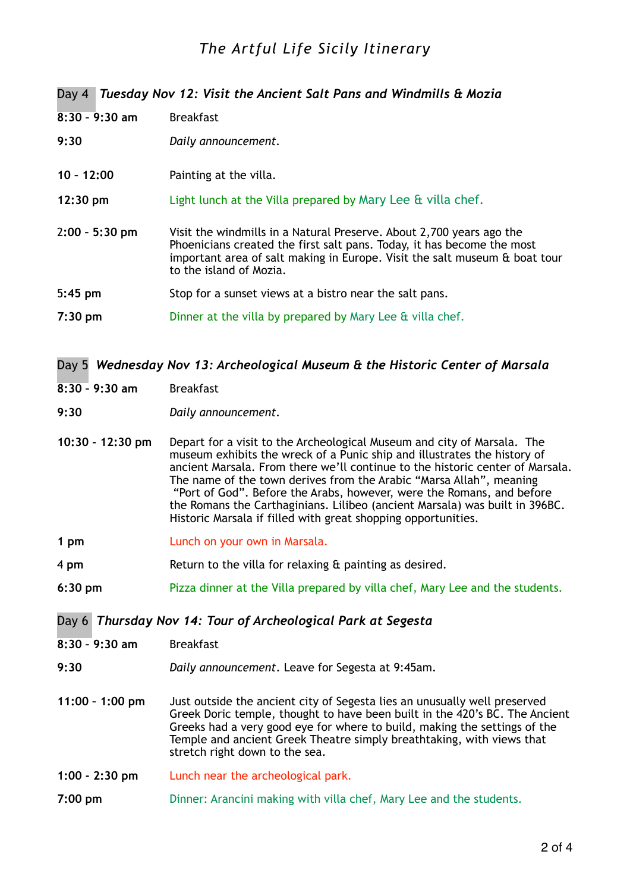## Day 4 *Tuesday Nov 12: Visit the Ancient Salt Pans and Windmills & Mozia*

| | |
|---|---|
| **8:30 - 9:30 am** | Breakfast |
| **9:30** | *Daily announcement*. |
| **10 - 12:00** | Painting at the villa. |
| **12:30 pm** | Light lunch at the Villa prepared by Mary Lee & villa chef. |
| **2:00 - 5:30 pm** | Visit the windmills in a Natural Preserve. About 2,700 years ago the Phoenicians created the first salt pans. Today, it has become the most important area of salt making in Europe. Visit the salt museum & boat tour to the island of Mozia. |
| **5:45 pm** | Stop for a sunset views at a bistro near the salt pans. |
| **7:30 pm** | Dinner at the villa by prepared by Mary Lee & villa chef. |

## Day 5 *Wednesday Nov 13: Archeological Museum & the Historic Center of Marsala*

| | |
|---|---|
| **8:30 - 9:30 am** | Breakfast |
| **9:30** | *Daily announcement*. |
| **10:30 - 12:30 pm** | Depart for a visit to the Archeological Museum and city of Marsala. The museum exhibits the wreck of a Punic ship and illustrates the history of ancient Marsala. From there we'll continue to the historic center of Marsala. The name of the town derives from the Arabic "Marsa Allah", meaning "Port of God". Before the Arabs, however, were the Romans, and before the Romans the Carthaginians. Lilibeo (ancient Marsala) was built in 396BC. Historic Marsala if filled with great shopping opportunities. |
| **1 pm** | Lunch on your own in Marsala. |
| **4 pm** | Return to the villa for relaxing & painting as desired. |
| **6:30 pm** | Pizza dinner at the Villa prepared by villa chef, Mary Lee and the students. |

## Day 6 *Thursday Nov 14: Tour of Archeological Park at Segesta*

| | |
|---|---|
| **8:30 - 9:30 am** | Breakfast |
| **9:30** | *Daily announcement*. Leave for Segesta at 9:45am. |
| **11:00 - 1:00 pm** | Just outside the ancient city of Segesta lies an unusually well preserved Greek Doric temple, thought to have been built in the 420's BC. The Ancient Greeks had a very good eye for where to build, making the settings of the Temple and ancient Greek Theatre simply breathtaking, with views that stretch right down to the sea. |
| **1:00 - 2:30 pm** | Lunch near the archeological park. |
| **7:00 pm** | Dinner: Arancini making with villa chef, Mary Lee and the students. |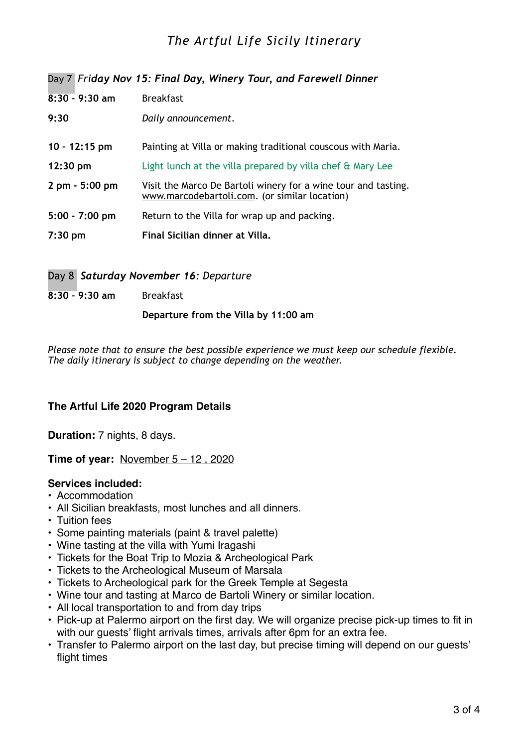### Day 7 *Friday Nov 15: Final Day, Winery Tour, and Farewell Dinner*

| | |
|---|---|
| **8:30 - 9:30 am** | Breakfast |
| **9:30** | *Daily announcement.* |
| **10 - 12:15 pm** | Painting at Villa or making traditional couscous with Maria. |
| **12:30 pm** | Light lunch at the villa prepared by villa chef & Mary Lee |
| **2 pm - 5:00 pm** | Visit the Marco De Bartoli winery for a wine tour and tasting. www.marcodebartoli.com. (or similar location) |
| **5:00 - 7:00 pm** | Return to the Villa for wrap up and packing. |
| **7:30 pm** | **Final Sicilian dinner at Villa.** |

### Day 8 ***Saturday November 16****: Departure*

| | |
|---|---|
| **8:30 - 9:30 am** | Breakfast |
| | **Departure from the Villa by 11:00 am** |

*Please note that to ensure the best possible experience we must keep our schedule flexible. The daily itinerary is subject to change depending on the weather.*

**The Artful Life 2020 Program Details**

**Duration:** 7 nights, 8 days.

**Time of year:** November 5 – 12 , 2020

**Services included:**

- Accommodation
- All Sicilian breakfasts, most lunches and all dinners.
- Tuition fees
- Some painting materials (paint & travel palette)
- Wine tasting at the villa with Yumi Iragashi
- Tickets for the Boat Trip to Mozia & Archeological Park
- Tickets to the Archeological Museum of Marsala
- Tickets to Archeological park for the Greek Temple at Segesta
- Wine tour and tasting at Marco de Bartoli Winery or similar location.
- All local transportation to and from day trips
- Pick-up at Palermo airport on the first day. We will organize precise pick-up times to fit in with our guests' flight arrivals times, arrivals after 6pm for an extra fee.
- Transfer to Palermo airport on the last day, but precise timing will depend on our guests' flight times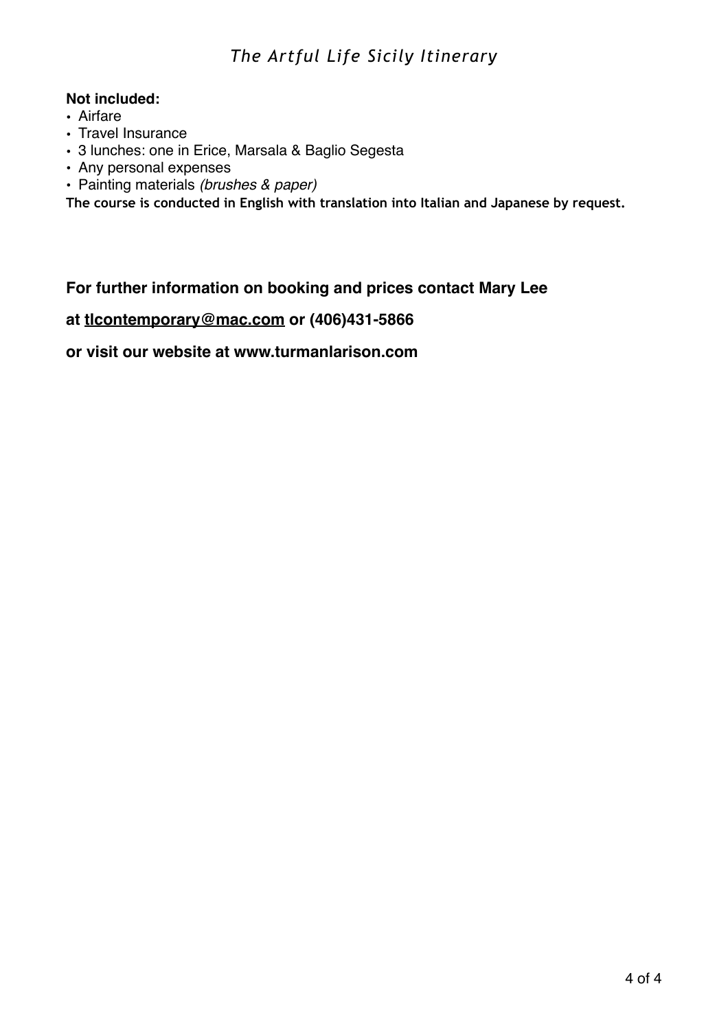**Not included:**

- Airfare
- Travel Insurance
- 3 lunches: one in Erice, Marsala & Baglio Segesta
- Any personal expenses
- Painting materials *(brushes & paper)*

**The course is conducted in English with translation into Italian and Japanese by request.**

**For further information on booking and prices contact Mary Lee**

**at tlcontemporary@mac.com or (406)431-5866**

**or visit our website at www.turmanlarison.com**